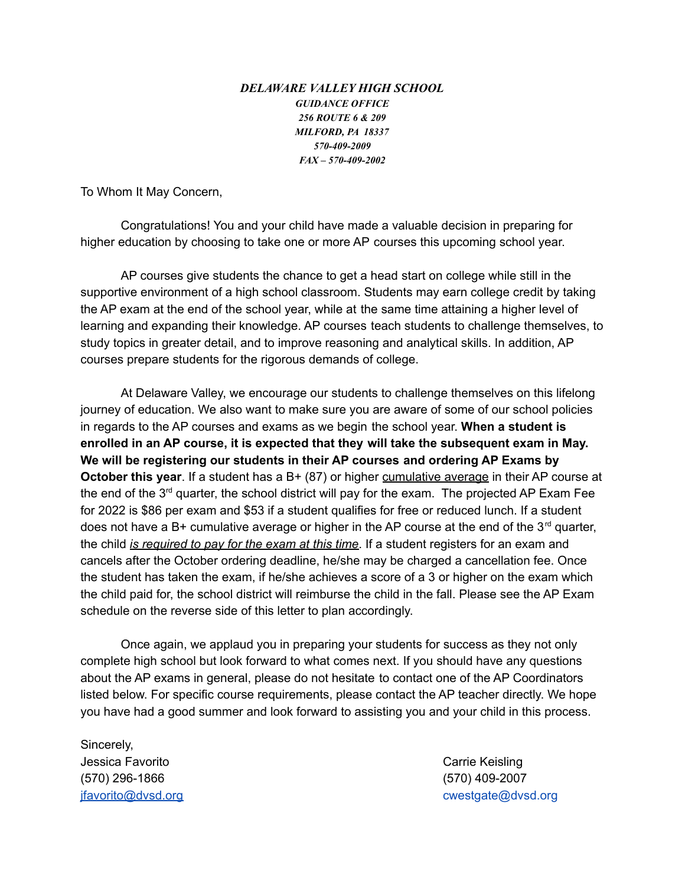***DELAWARE VALLEY HIGH SCHOOL***
***GUIDANCE OFFICE***
***256 ROUTE 6 & 209***
***MILFORD, PA 18337***
***570-409-2009***
***FAX – 570-409-2002***

To Whom It May Concern,

Congratulations! You and your child have made a valuable decision in preparing for higher education by choosing to take one or more AP courses this upcoming school year.

AP courses give students the chance to get a head start on college while still in the supportive environment of a high school classroom. Students may earn college credit by taking the AP exam at the end of the school year, while at the same time attaining a higher level of learning and expanding their knowledge. AP courses teach students to challenge themselves, to study topics in greater detail, and to improve reasoning and analytical skills. In addition, AP courses prepare students for the rigorous demands of college.

At Delaware Valley, we encourage our students to challenge themselves on this lifelong journey of education. We also want to make sure you are aware of some of our school policies in regards to the AP courses and exams as we begin the school year. **When a student is enrolled in an AP course, it is expected that they will take the subsequent exam in May. We will be registering our students in their AP courses and ordering AP Exams by October this year**. If a student has a B+ (87) or higher <u>cumulative average</u> in their AP course at the end of the 3rd quarter, the school district will pay for the exam. The projected AP Exam Fee for 2022 is $86 per exam and $53 if a student qualifies for free or reduced lunch. If a student does not have a B+ cumulative average or higher in the AP course at the end of the 3rd quarter, the child *<u>is required to pay for the exam at this time</u>*. If a student registers for an exam and cancels after the October ordering deadline, he/she may be charged a cancellation fee. Once the student has taken the exam, if he/she achieves a score of a 3 or higher on the exam which the child paid for, the school district will reimburse the child in the fall. Please see the AP Exam schedule on the reverse side of this letter to plan accordingly.

Once again, we applaud you in preparing your students for success as they not only complete high school but look forward to what comes next. If you should have any questions about the AP exams in general, please do not hesitate to contact one of the AP Coordinators listed below. For specific course requirements, please contact the AP teacher directly. We hope you have had a good summer and look forward to assisting you and your child in this process.

Sincerely,

Jessica Favorito
(570) 296-1866
jfavorito@dvsd.org

Carrie Keisling
(570) 409-2007
cwestgate@dvsd.org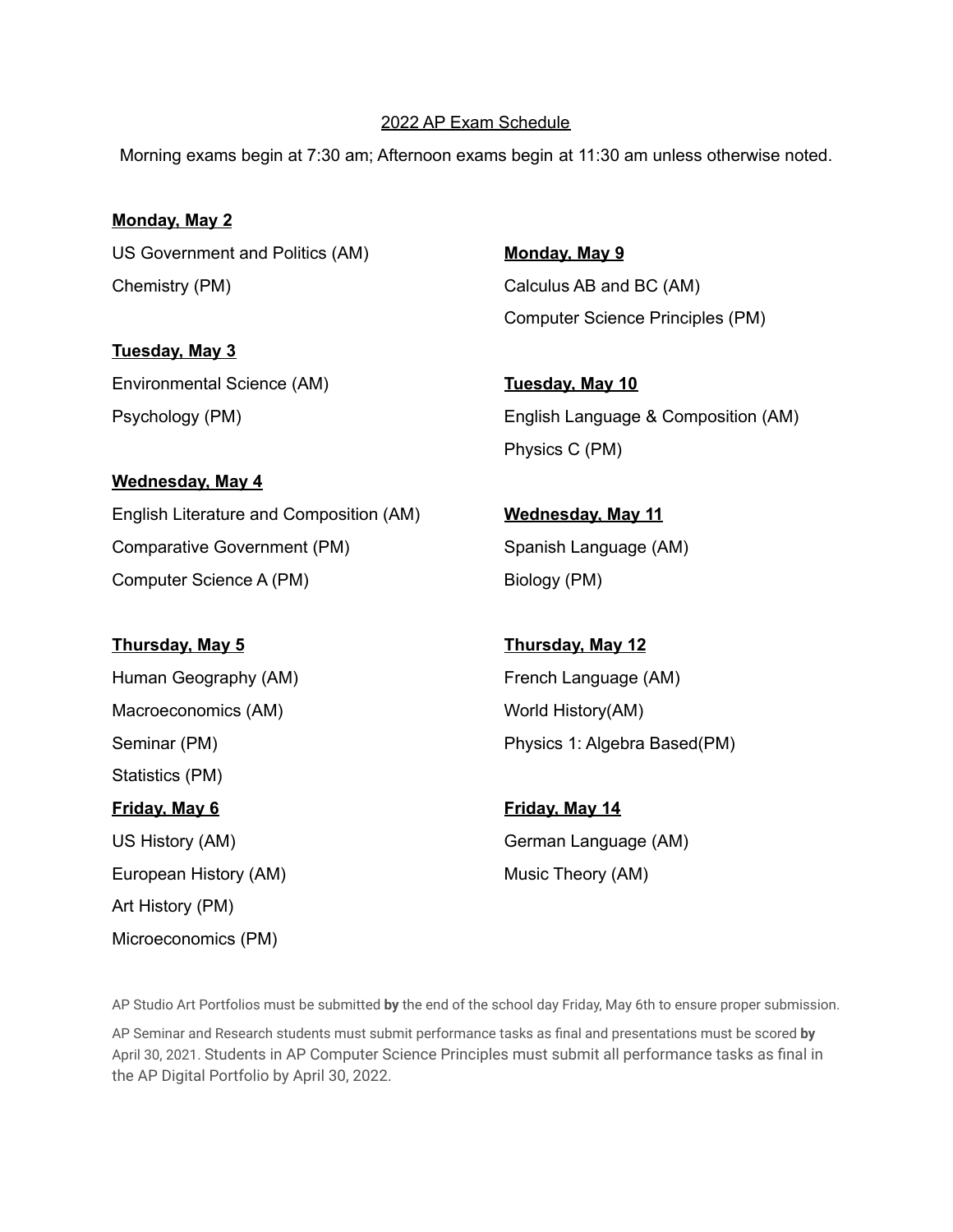2022 AP Exam Schedule

Morning exams begin at 7:30 am; Afternoon exams begin at 11:30 am unless otherwise noted.

**Monday, May 2**

US Government and Politics (AM)

Chemistry (PM)

**Tuesday, May 3**

Environmental Science (AM)

Psychology (PM)

**Wednesday, May 4**

English Literature and Composition (AM)

Comparative Government (PM)

Computer Science A (PM)

**Thursday, May 5**

Human Geography (AM)

Macroeconomics (AM)

Seminar (PM)

Statistics (PM)

**Friday, May 6**

US History (AM)

European History (AM)

Art History (PM)

Microeconomics (PM)

**Monday, May 9**

Calculus AB and BC (AM)

Computer Science Principles (PM)

**Tuesday, May 10**

English Language & Composition (AM)

Physics C (PM)

**Wednesday, May 11**

Spanish Language (AM)

Biology (PM)

**Thursday, May 12**

French Language (AM)

World History(AM)

Physics 1: Algebra Based(PM)

**Friday, May 14**

German Language (AM)

Music Theory (AM)

AP Studio Art Portfolios must be submitted **by** the end of the school day Friday, May 6th to ensure proper submission.

AP Seminar and Research students must submit performance tasks as final and presentations must be scored **by** April 30, 2021. Students in AP Computer Science Principles must submit all performance tasks as final in the AP Digital Portfolio by April 30, 2022.